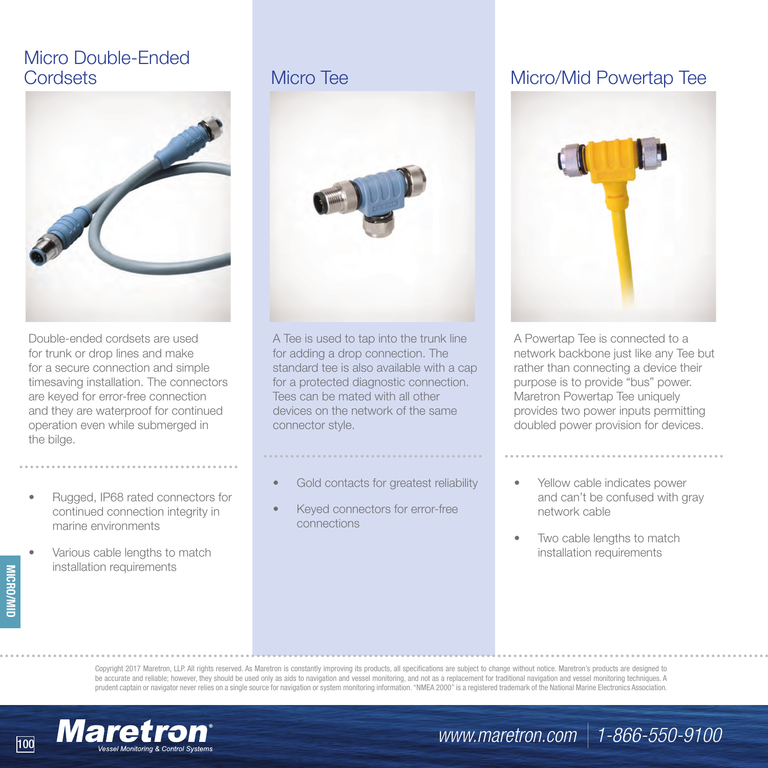## Micro Double-Ended Cordsets

Double-ended cordsets are used for trunk or drop lines and make for a secure connection and simple timesaving installation. The connectors are keyed for error-free connection and they are waterproof for continued operation even while submerged in the bilge.

- Rugged, IP68 rated connectors for continued connection integrity in marine environments
- Various cable lengths to match installation requirements

## Micro Tee

A Tee is used to tap into the trunk line for adding a drop connection. The standard tee is also available with a cap for a protected diagnostic connection. Tees can be mated with all other devices on the network of the same connector style.

- Gold contacts for greatest reliability
- Keyed connectors for error-free connections

## Micro/Mid Powertap Tee

A Powertap Tee is connected to a network backbone just like any Tee but rather than connecting a device their purpose is to provide "bus" power. Maretron Powertap Tee uniquely provides two power inputs permitting doubled power provision for devices.

- Yellow cable indicates power and can't be confused with gray network cable
- Two cable lengths to match installation requirements

Copyright 2017 Maretron, LLP. All rights reserved. As Maretron is constantly improving its products, all specifications are subject to change without notice. Maretron's products are designed to be accurate and reliable; however, they should be used only as aids to navigation and vessel monitoring, and not as a replacement for traditional navigation and vessel monitoring techniques. A prudent captain or navigator never relies on a single source for navigation or system monitoring information. "NMEA 2000" is a registered trademark of the National Marine Electronics Association.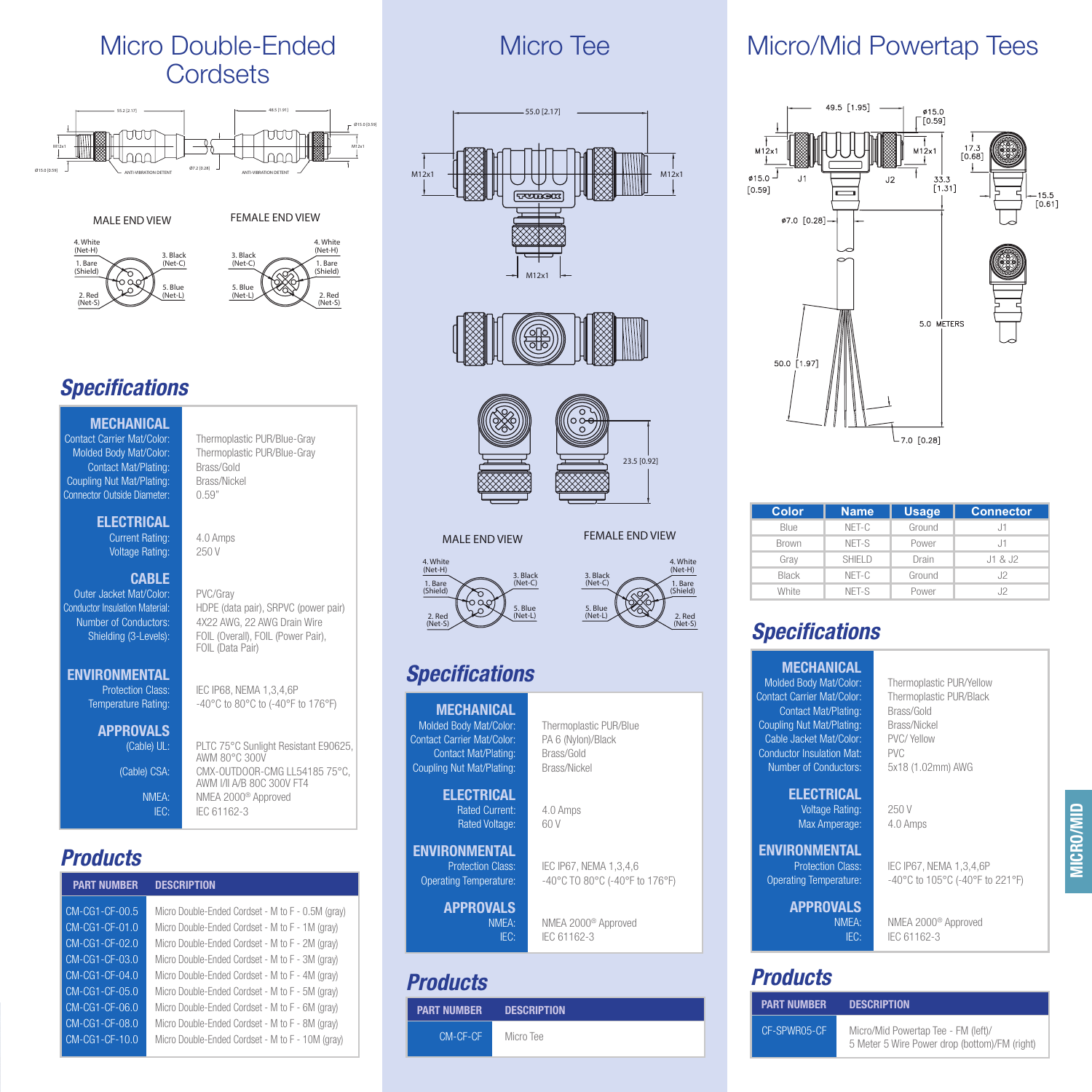# Micro Double-Ended Cordsets

55.2 [2.17]
48.5 [1.91]
Ø15.0 [0.59]
M12x1
M12x1
Ø15.0 [0.59]
ANTI-VIBRATION DETENT
Ø7.2 [0.28]
ANTI-VIBRATION DETENT

MALE END VIEW

4. White (Net-H)
1. Bare (Shield)
2. Red (Net-S)
3. Black (Net-C)
5. Blue (Net-L)

FEMALE END VIEW

3. Black (Net-C)
5. Blue (Net-L)
4. White (Net-H)
1. Bare (Shield)
2. Red (Net-S)

## Specifications

| | |
|---|---|
| **MECHANICAL** | |
| Contact Carrier Mat/Color: | Thermoplastic PUR/Blue-Gray |
| Molded Body Mat/Color: | Thermoplastic PUR/Blue-Gray |
| Contact Mat/Plating: | Brass/Gold |
| Coupling Nut Mat/Plating: | Brass/Nickel |
| Connector Outside Diameter: | 0.59" |
| **ELECTRICAL** | |
| Current Rating: | 4.0 Amps |
| Voltage Rating: | 250 V |
| **CABLE** | |
| Outer Jacket Mat/Color: | PVC/Gray |
| Conductor Insulation Material: | HDPE (data pair), SRPVC (power pair) |
| Number of Conductors: | 4X22 AWG, 22 AWG Drain Wire |
| Shielding (3-Levels): | FOIL (Overall), FOIL (Power Pair), FOIL (Data Pair) |
| **ENVIRONMENTAL** | |
| Protection Class: | IEC IP68, NEMA 1,3,4,6P |
| Temperature Rating: | -40°C to 80°C to (-40°F to 176°F) |
| **APPROVALS** | |
| (Cable) UL: | PLTC 75°C Sunlight Resistant E90625, AWM 80°C 300V |
| (Cable) CSA: | CMX-OUTDOOR-CMG LL54185 75°C, AWM I/II A/B 80C 300V FT4 |
| NMEA: | NMEA 2000® Approved |
| IEC: | IEC 61162-3 |

## Products

| PART NUMBER | DESCRIPTION |
|---|---|
| CM-CG1-CF-00.5 | Micro Double-Ended Cordset - M to F - 0.5M (gray) |
| CM-CG1-CF-01.0 | Micro Double-Ended Cordset - M to F - 1M (gray) |
| CM-CG1-CF-02.0 | Micro Double-Ended Cordset - M to F - 2M (gray) |
| CM-CG1-CF-03.0 | Micro Double-Ended Cordset - M to F - 3M (gray) |
| CM-CG1-CF-04.0 | Micro Double-Ended Cordset - M to F - 4M (gray) |
| CM-CG1-CF-05.0 | Micro Double-Ended Cordset - M to F - 5M (gray) |
| CM-CG1-CF-06.0 | Micro Double-Ended Cordset - M to F - 6M (gray) |
| CM-CG1-CF-08.0 | Micro Double-Ended Cordset - M to F - 8M (gray) |
| CM-CG1-CF-10.0 | Micro Double-Ended Cordset - M to F - 10M (gray) |

# Micro Tee

55.0 [2.17]
M12x1
M12x1
M12x1
23.5 [0.92]

MALE END VIEW

4. White (Net-H)
1. Bare (Shield)
2. Red (Net-S)
3. Black (Net-C)
5. Blue (Net-L)

FEMALE END VIEW

3. Black (Net-C)
5. Blue (Net-L)
4. White (Net-H)
1. Bare (Shield)
2. Red (Net-S)

## Specifications

| | |
|---|---|
| **MECHANICAL** | |
| Molded Body Mat/Color: | Thermoplastic PUR/Blue |
| Contact Carrier Mat/Color: | PA 6 (Nylon)/Black |
| Contact Mat/Plating: | Brass/Gold |
| Coupling Nut Mat/Plating: | Brass/Nickel |
| **ELECTRICAL** | |
| Rated Current: | 4.0 Amps |
| Rated Voltage: | 60 V |
| **ENVIRONMENTAL** | |
| Protection Class: | IEC IP67, NEMA 1,3,4,6 |
| Operating Temperature: | -40°C TO 80°C (-40°F to 176°F) |
| **APPROVALS** | |
| NMEA: | NMEA 2000® Approved |
| IEC: | IEC 61162-3 |

## Products

| PART NUMBER | DESCRIPTION |
|---|---|
| CM-CF-CF | Micro Tee |

# Micro/Mid Powertap Tees

49.5 [1.95]
ø15.0 [0.59]
M12x1
M12x1
17.3 [0.68]
ø15.0 [0.59]
J1
J2
33.3 [1.31]
15.5 [0.61]
ø7.0 [0.28]
5.0 METERS
50.0 [1.97]
7.0 [0.28]

| Color | Name | Usage | Connector |
|---|---|---|---|
| Blue | NET-C | Ground | J1 |
| Brown | NET-S | Power | J1 |
| Gray | SHIELD | Drain | J1 & J2 |
| Black | NET-C | Ground | J2 |
| White | NET-S | Power | J2 |

## Specifications

| | |
|---|---|
| **MECHANICAL** | |
| Molded Body Mat/Color: | Thermoplastic PUR/Yellow |
| Contact Carrier Mat/Color: | Thermoplastic PUR/Black |
| Contact Mat/Plating: | Brass/Gold |
| Coupling Nut Mat/Plating: | Brass/Nickel |
| Cable Jacket Mat/Color: | PVC/ Yellow |
| Conductor Insulation Mat: | PVC |
| Number of Conductors: | 5x18 (1.02mm) AWG |
| **ELECTRICAL** | |
| Voltage Rating: | 250 V |
| Max Amperage: | 4.0 Amps |
| **ENVIRONMENTAL** | |
| Protection Class: | IEC IP67, NEMA 1,3,4,6P |
| Operating Temperature: | -40°C to 105°C (-40°F to 221°F) |
| **APPROVALS** | |
| NMEA: | NMEA 2000® Approved |
| IEC: | IEC 61162-3 |

## Products

| PART NUMBER | DESCRIPTION |
|---|---|
| CF-SPWR05-CF | Micro/Mid Powertap Tee - FM (left)/ 5 Meter 5 Wire Power drop (bottom)/FM (right) |

MICRO/MID